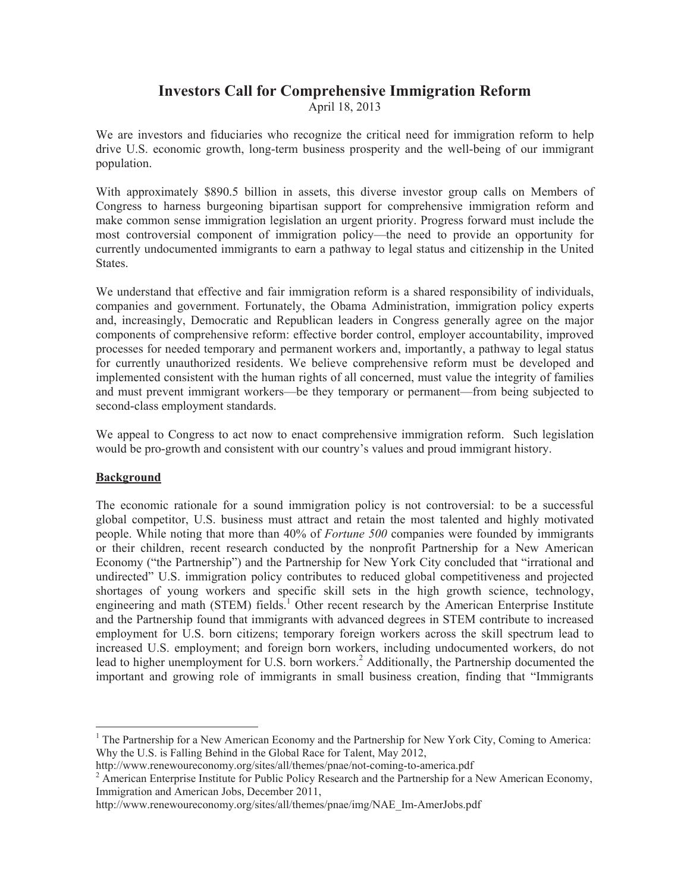# Investors Call for Comprehensive Immigration Reform

April 18, 2013

We are investors and fiduciaries who recognize the critical need for immigration reform to help drive U.S. economic growth, long-term business prosperity and the well-being of our immigrant population.

With approximately $890.5 billion in assets, this diverse investor group calls on Members of Congress to harness burgeoning bipartisan support for comprehensive immigration reform and make common sense immigration legislation an urgent priority. Progress forward must include the most controversial component of immigration policy—the need to provide an opportunity for currently undocumented immigrants to earn a pathway to legal status and citizenship in the United States.

We understand that effective and fair immigration reform is a shared responsibility of individuals, companies and government. Fortunately, the Obama Administration, immigration policy experts and, increasingly, Democratic and Republican leaders in Congress generally agree on the major components of comprehensive reform: effective border control, employer accountability, improved processes for needed temporary and permanent workers and, importantly, a pathway to legal status for currently unauthorized residents. We believe comprehensive reform must be developed and implemented consistent with the human rights of all concerned, must value the integrity of families and must prevent immigrant workers—be they temporary or permanent—from being subjected to second-class employment standards.

We appeal to Congress to act now to enact comprehensive immigration reform. Such legislation would be pro-growth and consistent with our country's values and proud immigrant history.

## Background

The economic rationale for a sound immigration policy is not controversial: to be a successful global competitor, U.S. business must attract and retain the most talented and highly motivated people. While noting that more than 40% of *Fortune 500* companies were founded by immigrants or their children, recent research conducted by the nonprofit Partnership for a New American Economy ("the Partnership") and the Partnership for New York City concluded that "irrational and undirected" U.S. immigration policy contributes to reduced global competitiveness and projected shortages of young workers and specific skill sets in the high growth science, technology, engineering and math (STEM) fields.[1] Other recent research by the American Enterprise Institute and the Partnership found that immigrants with advanced degrees in STEM contribute to increased employment for U.S. born citizens; temporary foreign workers across the skill spectrum lead to increased U.S. employment; and foreign born workers, including undocumented workers, do not lead to higher unemployment for U.S. born workers.[2] Additionally, the Partnership documented the important and growing role of immigrants in small business creation, finding that "Immigrants

---

[1] The Partnership for a New American Economy and the Partnership for New York City, Coming to America: Why the U.S. is Falling Behind in the Global Race for Talent, May 2012, http://www.renewoureconomy.org/sites/all/themes/pnae/not-coming-to-america.pdf

[2] American Enterprise Institute for Public Policy Research and the Partnership for a New American Economy, Immigration and American Jobs, December 2011, http://www.renewoureconomy.org/sites/all/themes/pnae/img/NAE_Im-AmerJobs.pdf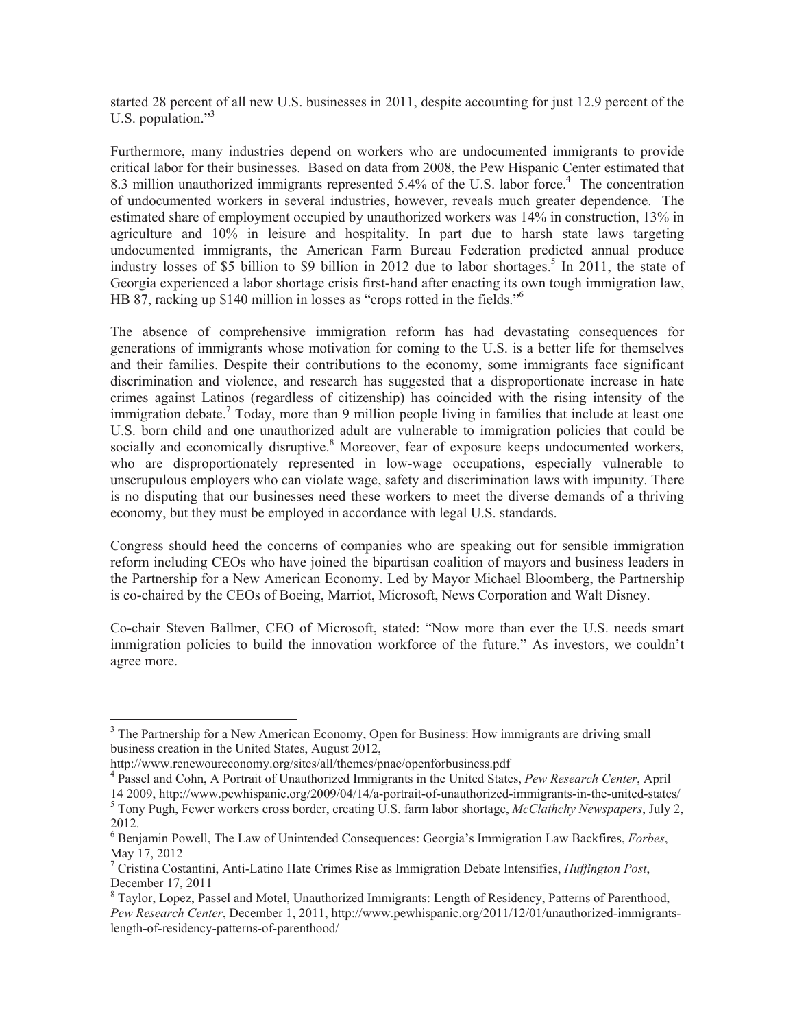started 28 percent of all new U.S. businesses in 2011, despite accounting for just 12.9 percent of the U.S. population."[3]

Furthermore, many industries depend on workers who are undocumented immigrants to provide critical labor for their businesses. Based on data from 2008, the Pew Hispanic Center estimated that 8.3 million unauthorized immigrants represented 5.4% of the U.S. labor force.[4] The concentration of undocumented workers in several industries, however, reveals much greater dependence. The estimated share of employment occupied by unauthorized workers was 14% in construction, 13% in agriculture and 10% in leisure and hospitality. In part due to harsh state laws targeting undocumented immigrants, the American Farm Bureau Federation predicted annual produce industry losses of $5 billion to $9 billion in 2012 due to labor shortages.[5] In 2011, the state of Georgia experienced a labor shortage crisis first-hand after enacting its own tough immigration law, HB 87, racking up $140 million in losses as "crops rotted in the fields."[6]

The absence of comprehensive immigration reform has had devastating consequences for generations of immigrants whose motivation for coming to the U.S. is a better life for themselves and their families. Despite their contributions to the economy, some immigrants face significant discrimination and violence, and research has suggested that a disproportionate increase in hate crimes against Latinos (regardless of citizenship) has coincided with the rising intensity of the immigration debate.[7] Today, more than 9 million people living in families that include at least one U.S. born child and one unauthorized adult are vulnerable to immigration policies that could be socially and economically disruptive.[8] Moreover, fear of exposure keeps undocumented workers, who are disproportionately represented in low-wage occupations, especially vulnerable to unscrupulous employers who can violate wage, safety and discrimination laws with impunity. There is no disputing that our businesses need these workers to meet the diverse demands of a thriving economy, but they must be employed in accordance with legal U.S. standards.

Congress should heed the concerns of companies who are speaking out for sensible immigration reform including CEOs who have joined the bipartisan coalition of mayors and business leaders in the Partnership for a New American Economy. Led by Mayor Michael Bloomberg, the Partnership is co-chaired by the CEOs of Boeing, Marriot, Microsoft, News Corporation and Walt Disney.

Co-chair Steven Ballmer, CEO of Microsoft, stated: "Now more than ever the U.S. needs smart immigration policies to build the innovation workforce of the future." As investors, we couldn't agree more.

---

[3] The Partnership for a New American Economy, Open for Business: How immigrants are driving small business creation in the United States, August 2012, http://www.renewoureconomy.org/sites/all/themes/pnae/openforbusiness.pdf

[4] Passel and Cohn, A Portrait of Unauthorized Immigrants in the United States, *Pew Research Center*, April 14 2009, http://www.pewhispanic.org/2009/04/14/a-portrait-of-unauthorized-immigrants-in-the-united-states/

[5] Tony Pugh, Fewer workers cross border, creating U.S. farm labor shortage, *McClathchy Newspapers*, July 2, 2012.

[6] Benjamin Powell, The Law of Unintended Consequences: Georgia's Immigration Law Backfires, *Forbes*, May 17, 2012

[7] Cristina Costantini, Anti-Latino Hate Crimes Rise as Immigration Debate Intensifies, *Huffington Post*, December 17, 2011

[8] Taylor, Lopez, Passel and Motel, Unauthorized Immigrants: Length of Residency, Patterns of Parenthood, *Pew Research Center*, December 1, 2011, http://www.pewhispanic.org/2011/12/01/unauthorized-immigrants-length-of-residency-patterns-of-parenthood/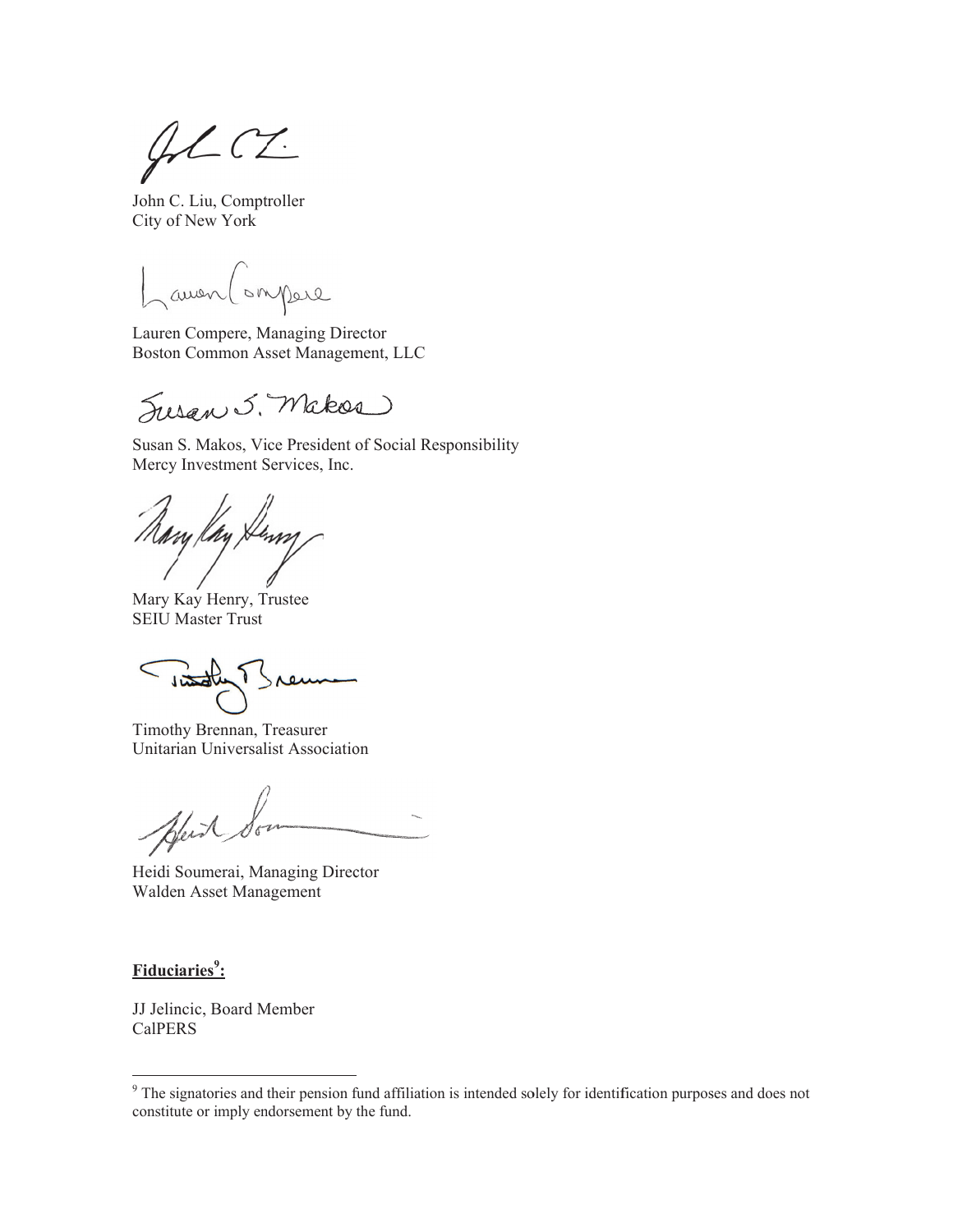John C. Liu, Comptroller
City of New York

Lauren Compere, Managing Director
Boston Common Asset Management, LLC

Susan S. Makos, Vice President of Social Responsibility
Mercy Investment Services, Inc.

Mary Kay Henry, Trustee
SEIU Master Trust

Timothy Brennan, Treasurer
Unitarian Universalist Association

Heidi Soumerai, Managing Director
Walden Asset Management

**Fiduciaries[9]:**

JJ Jelincic, Board Member
CalPERS

[9] The signatories and their pension fund affiliation is intended solely for identification purposes and does not constitute or imply endorsement by the fund.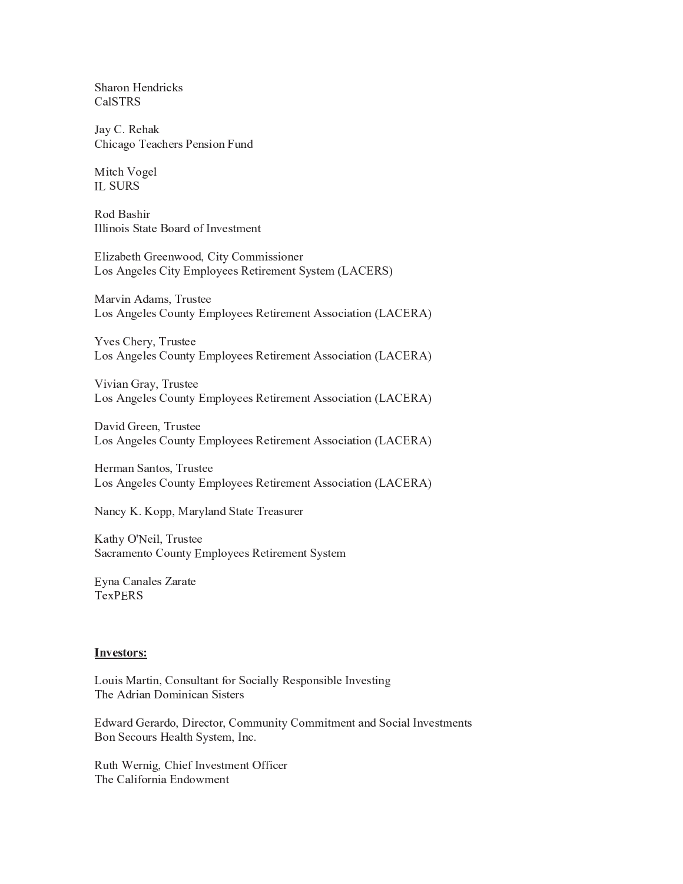Sharon Hendricks  
CalSTRS

Jay C. Rehak  
Chicago Teachers Pension Fund

Mitch Vogel  
IL SURS

Rod Bashir  
Illinois State Board of Investment

Elizabeth Greenwood, City Commissioner  
Los Angeles City Employees Retirement System (LACERS)

Marvin Adams, Trustee  
Los Angeles County Employees Retirement Association (LACERA)

Yves Chery, Trustee  
Los Angeles County Employees Retirement Association (LACERA)

Vivian Gray, Trustee  
Los Angeles County Employees Retirement Association (LACERA)

David Green, Trustee  
Los Angeles County Employees Retirement Association (LACERA)

Herman Santos, Trustee  
Los Angeles County Employees Retirement Association (LACERA)

Nancy K. Kopp, Maryland State Treasurer

Kathy O'Neil, Trustee  
Sacramento County Employees Retirement System

Eyna Canales Zarate  
TexPERS

**Investors:**

Louis Martin, Consultant for Socially Responsible Investing  
The Adrian Dominican Sisters

Edward Gerardo, Director, Community Commitment and Social Investments  
Bon Secours Health System, Inc.

Ruth Wernig, Chief Investment Officer  
The California Endowment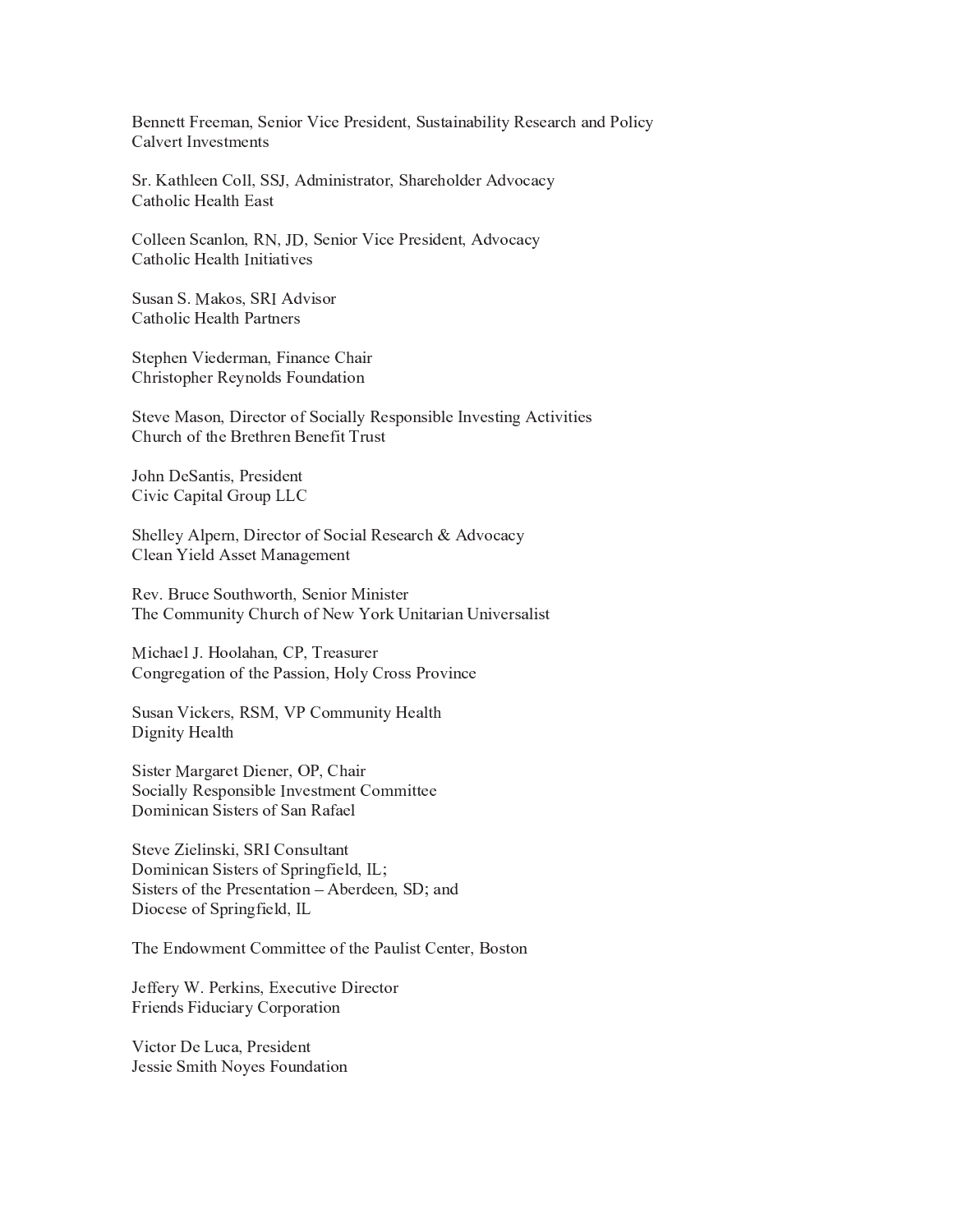Bennett Freeman, Senior Vice President, Sustainability Research and Policy
Calvert Investments

Sr. Kathleen Coll, SSJ, Administrator, Shareholder Advocacy
Catholic Health East

Colleen Scanlon, RN, JD, Senior Vice President, Advocacy
Catholic Health Initiatives

Susan S. Makos, SRI Advisor
Catholic Health Partners

Stephen Viederman, Finance Chair
Christopher Reynolds Foundation

Steve Mason, Director of Socially Responsible Investing Activities
Church of the Brethren Benefit Trust

John DeSantis, President
Civic Capital Group LLC

Shelley Alpern, Director of Social Research & Advocacy
Clean Yield Asset Management

Rev. Bruce Southworth, Senior Minister
The Community Church of New York Unitarian Universalist

Michael J. Hoolahan, CP, Treasurer
Congregation of the Passion, Holy Cross Province

Susan Vickers, RSM, VP Community Health
Dignity Health

Sister Margaret Diener, OP, Chair
Socially Responsible Investment Committee
Dominican Sisters of San Rafael

Steve Zielinski, SRI Consultant
Dominican Sisters of Springfield, IL;
Sisters of the Presentation – Aberdeen, SD; and
Diocese of Springfield, IL

The Endowment Committee of the Paulist Center, Boston

Jeffery W. Perkins, Executive Director
Friends Fiduciary Corporation

Victor De Luca, President
Jessie Smith Noyes Foundation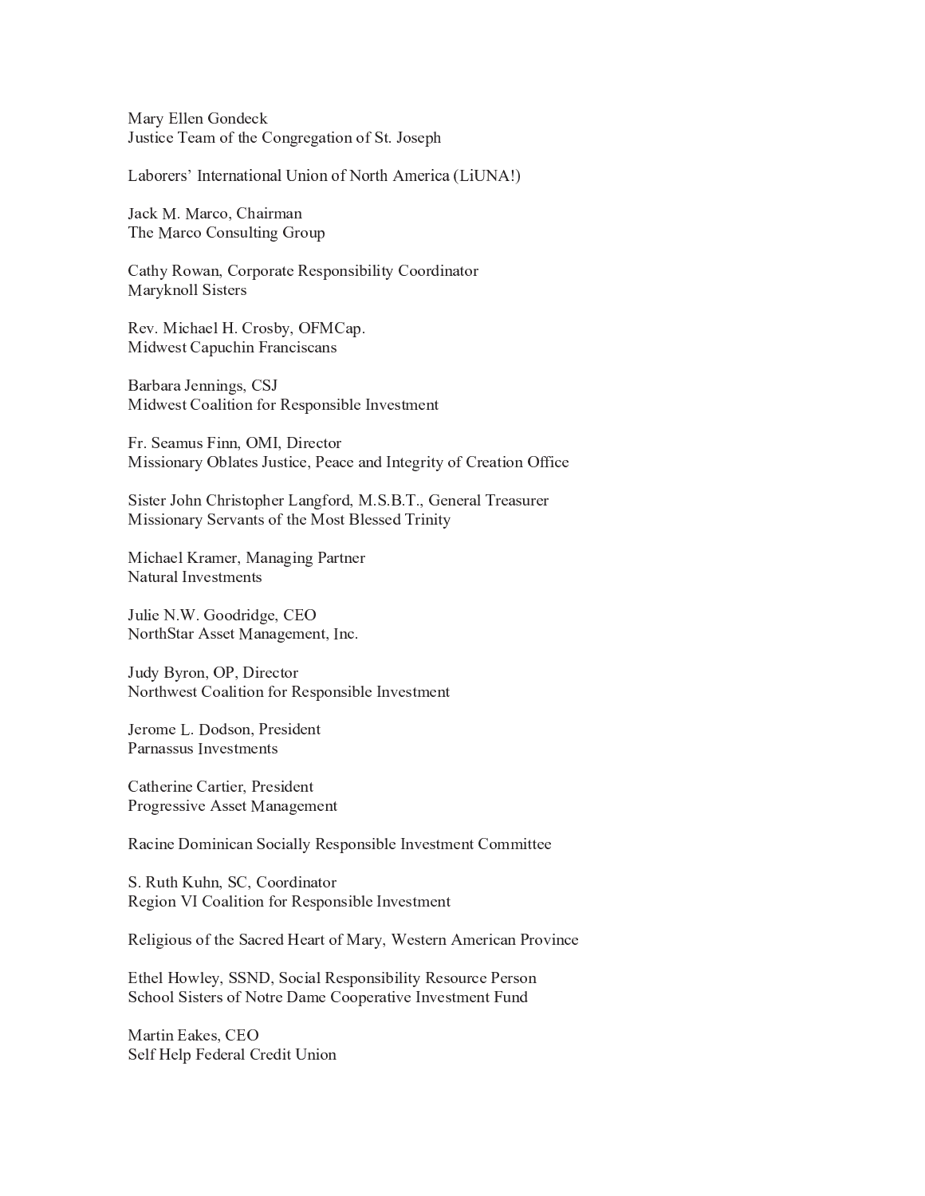Mary Ellen Gondeck
Justice Team of the Congregation of St. Joseph

Laborers' International Union of North America (LiUNA!)

Jack M. Marco, Chairman
The Marco Consulting Group

Cathy Rowan, Corporate Responsibility Coordinator
Maryknoll Sisters

Rev. Michael H. Crosby, OFMCap.
Midwest Capuchin Franciscans

Barbara Jennings, CSJ
Midwest Coalition for Responsible Investment

Fr. Seamus Finn, OMI, Director
Missionary Oblates Justice, Peace and Integrity of Creation Office

Sister John Christopher Langford, M.S.B.T., General Treasurer
Missionary Servants of the Most Blessed Trinity

Michael Kramer, Managing Partner
Natural Investments

Julie N.W. Goodridge, CEO
NorthStar Asset Management, Inc.

Judy Byron, OP, Director
Northwest Coalition for Responsible Investment

Jerome L. Dodson, President
Parnassus Investments

Catherine Cartier, President
Progressive Asset Management

Racine Dominican Socially Responsible Investment Committee

S. Ruth Kuhn, SC, Coordinator
Region VI Coalition for Responsible Investment

Religious of the Sacred Heart of Mary, Western American Province

Ethel Howley, SSND, Social Responsibility Resource Person
School Sisters of Notre Dame Cooperative Investment Fund

Martin Eakes, CEO
Self Help Federal Credit Union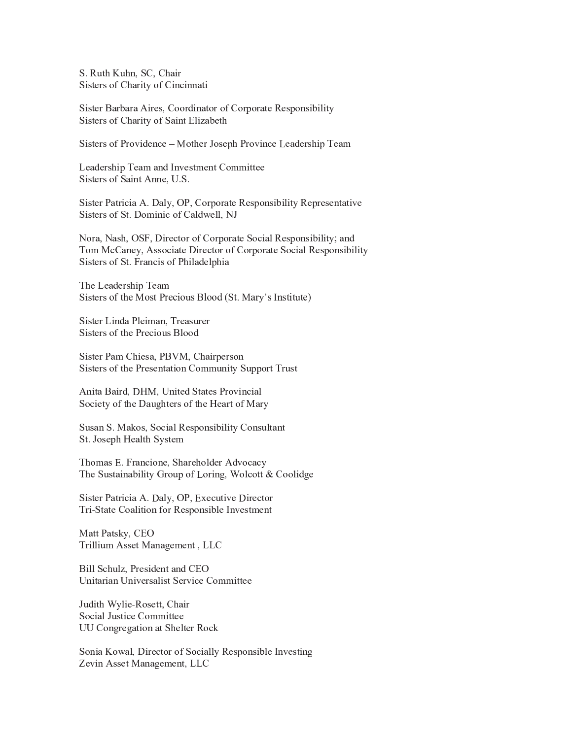S. Ruth Kuhn, SC, Chair
Sisters of Charity of Cincinnati

Sister Barbara Aires, Coordinator of Corporate Responsibility
Sisters of Charity of Saint Elizabeth

Sisters of Providence – Mother Joseph Province Leadership Team

Leadership Team and Investment Committee
Sisters of Saint Anne, U.S.

Sister Patricia A. Daly, OP, Corporate Responsibility Representative
Sisters of St. Dominic of Caldwell, NJ

Nora, Nash, OSF, Director of Corporate Social Responsibility; and
Tom McCaney, Associate Director of Corporate Social Responsibility
Sisters of St. Francis of Philadelphia

The Leadership Team
Sisters of the Most Precious Blood (St. Mary's Institute)

Sister Linda Pleiman, Treasurer
Sisters of the Precious Blood

Sister Pam Chiesa, PBVM, Chairperson
Sisters of the Presentation Community Support Trust

Anita Baird, DHM, United States Provincial
Society of the Daughters of the Heart of Mary

Susan S. Makos, Social Responsibility Consultant
St. Joseph Health System

Thomas E. Francione, Shareholder Advocacy
The Sustainability Group of Loring, Wolcott & Coolidge

Sister Patricia A. Daly, OP, Executive Director
Tri-State Coalition for Responsible Investment

Matt Patsky, CEO
Trillium Asset Management , LLC

Bill Schulz, President and CEO
Unitarian Universalist Service Committee

Judith Wylie-Rosett, Chair
Social Justice Committee
UU Congregation at Shelter Rock

Sonia Kowal, Director of Socially Responsible Investing
Zevin Asset Management, LLC